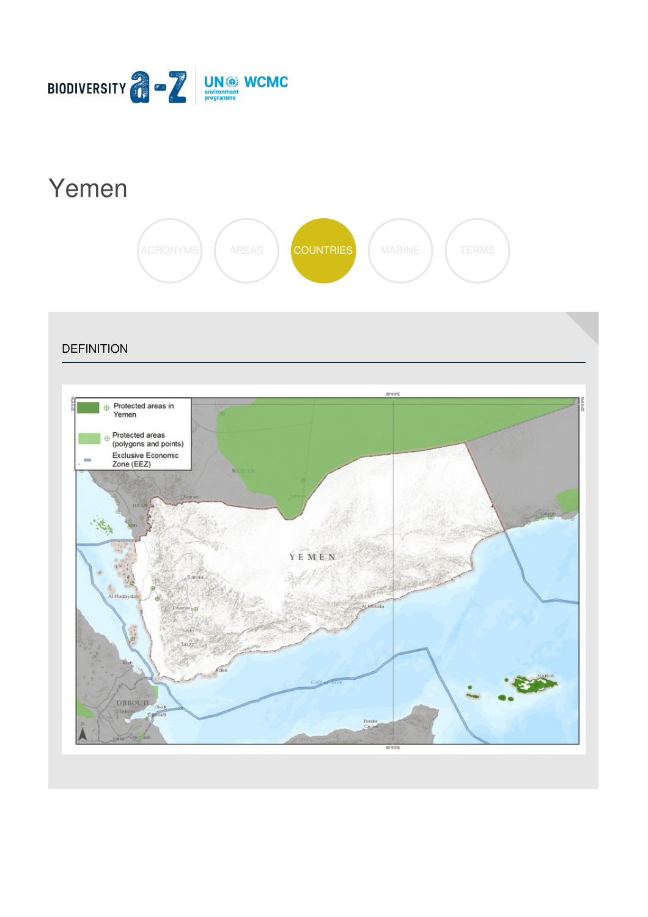BIODIVERSITY a-z | UN environment programme WCMC

# Yemen

ACRONYMS AREAS COUNTRIES MARINE TERMS

## DEFINITION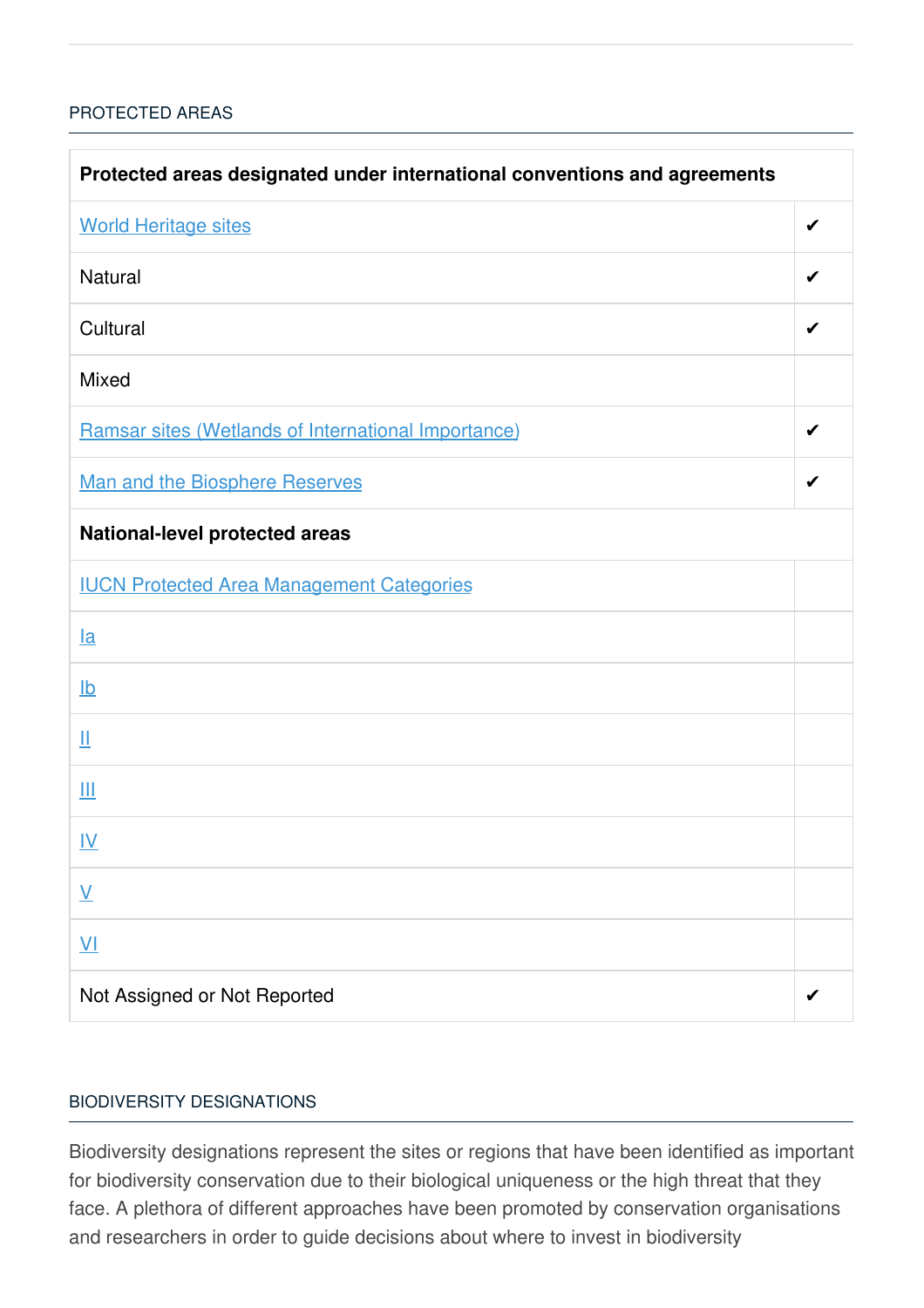## PROTECTED AREAS

| Protected areas designated under international conventions and agreements | |
|---|---|
| World Heritage sites | ✔ |
| Natural | ✔ |
| Cultural | ✔ |
| Mixed | |
| Ramsar sites (Wetlands of International Importance) | ✔ |
| Man and the Biosphere Reserves | ✔ |
| **National-level protected areas** | |
| IUCN Protected Area Management Categories | |
| Ia | |
| Ib | |
| II | |
| III | |
| IV | |
| V | |
| VI | |
| Not Assigned or Not Reported | ✔ |

## BIODIVERSITY DESIGNATIONS

Biodiversity designations represent the sites or regions that have been identified as important for biodiversity conservation due to their biological uniqueness or the high threat that they face. A plethora of different approaches have been promoted by conservation organisations and researchers in order to guide decisions about where to invest in biodiversity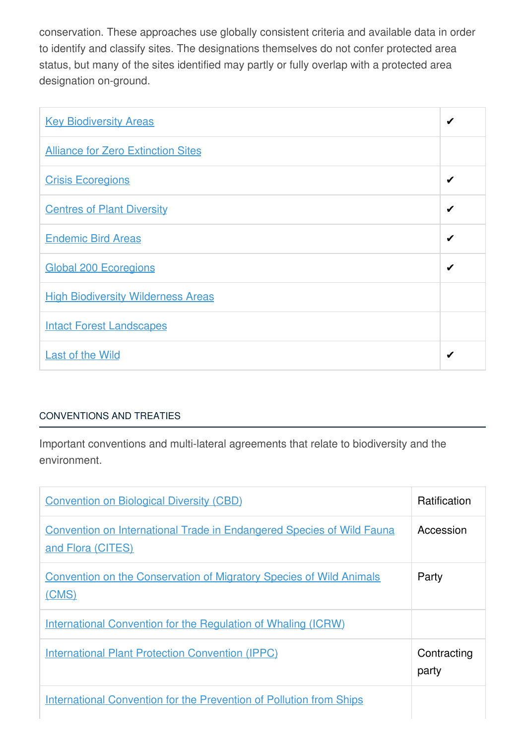conservation. These approaches use globally consistent criteria and available data in order to identify and classify sites. The designations themselves do not confer protected area status, but many of the sites identified may partly or fully overlap with a protected area designation on-ground.

| | |
|---|---|
| Key Biodiversity Areas | ✔ |
| Alliance for Zero Extinction Sites | |
| Crisis Ecoregions | ✔ |
| Centres of Plant Diversity | ✔ |
| Endemic Bird Areas | ✔ |
| Global 200 Ecoregions | ✔ |
| High Biodiversity Wilderness Areas | |
| Intact Forest Landscapes | |
| Last of the Wild | ✔ |

## CONVENTIONS AND TREATIES

Important conventions and multi-lateral agreements that relate to biodiversity and the environment.

| | |
|---|---|
| Convention on Biological Diversity (CBD) | Ratification |
| Convention on International Trade in Endangered Species of Wild Fauna and Flora (CITES) | Accession |
| Convention on the Conservation of Migratory Species of Wild Animals (CMS) | Party |
| International Convention for the Regulation of Whaling (ICRW) | |
| International Plant Protection Convention (IPPC) | Contracting party |
| International Convention for the Prevention of Pollution from Ships | |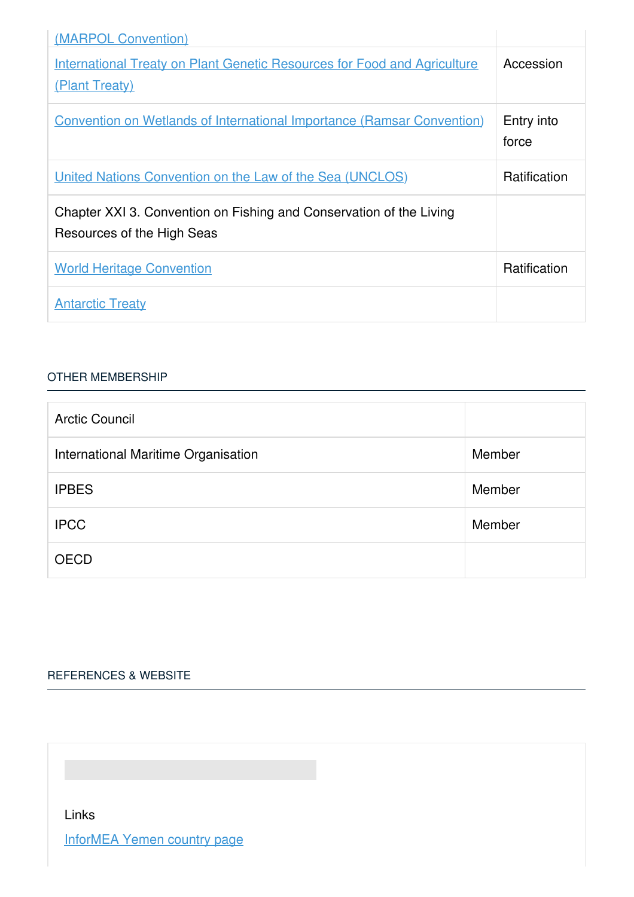| | |
|---|---|
| [(MARPOL Convention)]() | |
| [International Treaty on Plant Genetic Resources for Food and Agriculture (Plant Treaty)]() | Accession |
| [Convention on Wetlands of International Importance (Ramsar Convention)]() | Entry into force |
| [United Nations Convention on the Law of the Sea (UNCLOS)]() | Ratification |
| Chapter XXI 3. Convention on Fishing and Conservation of the Living Resources of the High Seas | |
| [World Heritage Convention]() | Ratification |
| [Antarctic Treaty]() | |

## OTHER MEMBERSHIP

| | |
|---|---|
| Arctic Council | |
| International Maritime Organisation | Member |
| IPBES | Member |
| IPCC | Member |
| OECD | |

## REFERENCES & WEBSITE

Links

[InforMEA Yemen country page]()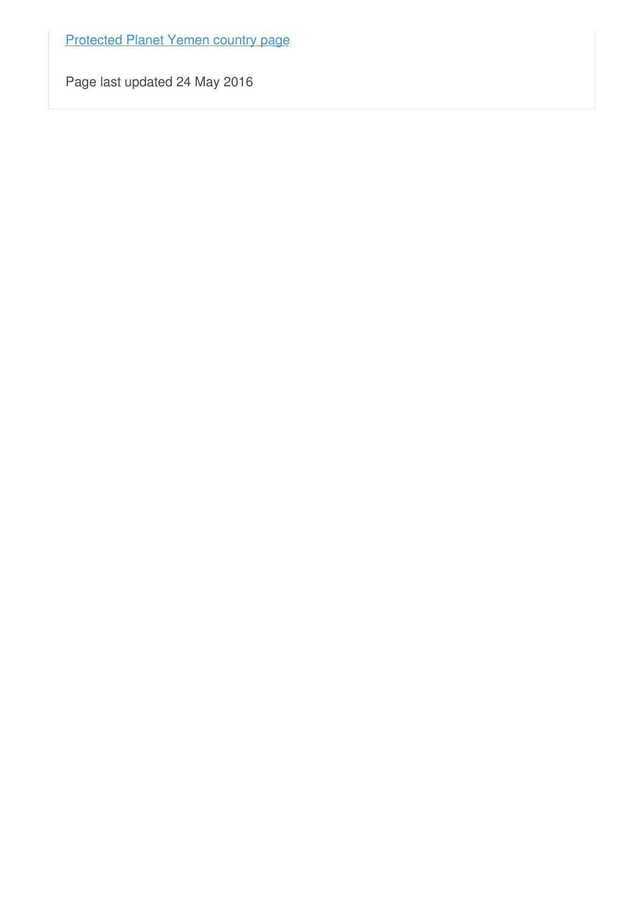[Protected Planet Yemen country page]

Page last updated 24 May 2016